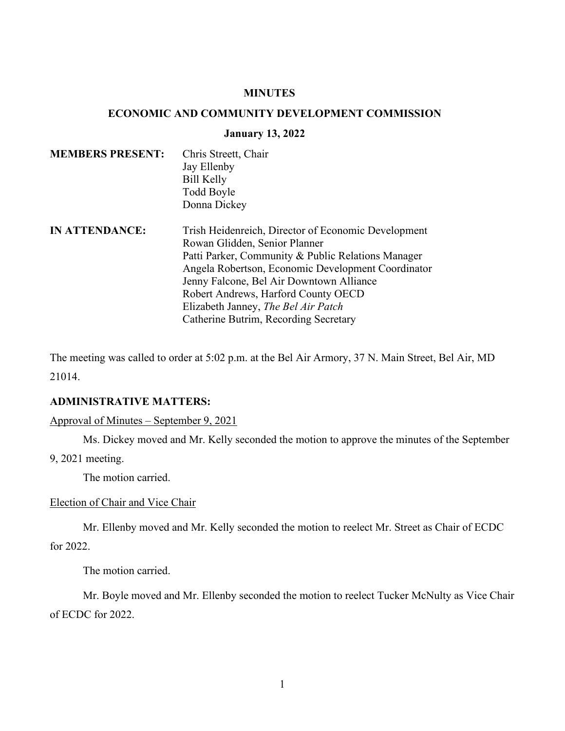**MINUTES**

**ECONOMIC AND COMMUNITY DEVELOPMENT COMMISSION**

**January 13, 2022**

| | |
|---|---|
| **MEMBERS PRESENT:** | Chris Streett, Chair<br>Jay Ellenby<br>Bill Kelly<br>Todd Boyle<br>Donna Dickey |
| **IN ATTENDANCE:** | Trish Heidenreich, Director of Economic Development<br>Rowan Glidden, Senior Planner<br>Patti Parker, Community & Public Relations Manager<br>Angela Robertson, Economic Development Coordinator<br>Jenny Falcone, Bel Air Downtown Alliance<br>Robert Andrews, Harford County OECD<br>Elizabeth Janney, *The Bel Air Patch*<br>Catherine Butrim, Recording Secretary |

The meeting was called to order at 5:02 p.m. at the Bel Air Armory, 37 N. Main Street, Bel Air, MD 21014.

**ADMINISTRATIVE MATTERS:**

Approval of Minutes – September 9, 2021

Ms. Dickey moved and Mr. Kelly seconded the motion to approve the minutes of the September 9, 2021 meeting.

The motion carried.

Election of Chair and Vice Chair

Mr. Ellenby moved and Mr. Kelly seconded the motion to reelect Mr. Street as Chair of ECDC for 2022.

The motion carried.

Mr. Boyle moved and Mr. Ellenby seconded the motion to reelect Tucker McNulty as Vice Chair of ECDC for 2022.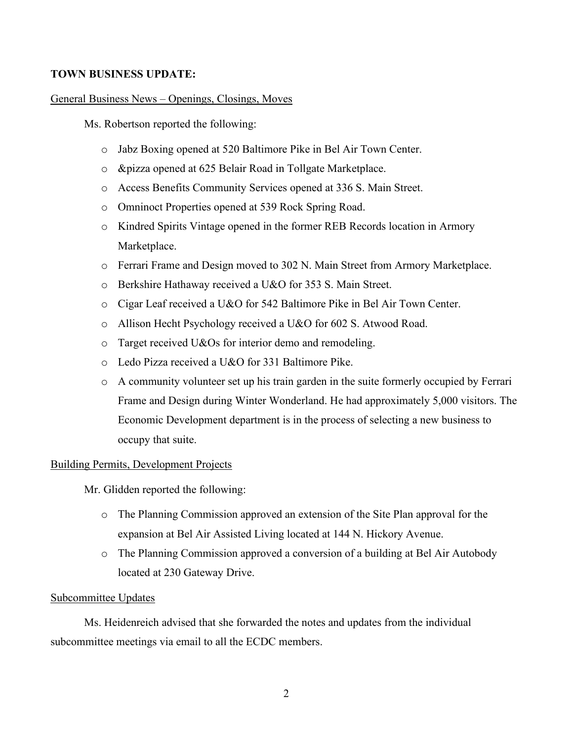**TOWN BUSINESS UPDATE:**

General Business News – Openings, Closings, Moves

Ms. Robertson reported the following:

- Jabz Boxing opened at 520 Baltimore Pike in Bel Air Town Center.
- &pizza opened at 625 Belair Road in Tollgate Marketplace.
- Access Benefits Community Services opened at 336 S. Main Street.
- Omninoct Properties opened at 539 Rock Spring Road.
- Kindred Spirits Vintage opened in the former REB Records location in Armory Marketplace.
- Ferrari Frame and Design moved to 302 N. Main Street from Armory Marketplace.
- Berkshire Hathaway received a U&O for 353 S. Main Street.
- Cigar Leaf received a U&O for 542 Baltimore Pike in Bel Air Town Center.
- Allison Hecht Psychology received a U&O for 602 S. Atwood Road.
- Target received U&Os for interior demo and remodeling.
- Ledo Pizza received a U&O for 331 Baltimore Pike.
- A community volunteer set up his train garden in the suite formerly occupied by Ferrari Frame and Design during Winter Wonderland. He had approximately 5,000 visitors. The Economic Development department is in the process of selecting a new business to occupy that suite.

Building Permits, Development Projects

Mr. Glidden reported the following:

- The Planning Commission approved an extension of the Site Plan approval for the expansion at Bel Air Assisted Living located at 144 N. Hickory Avenue.
- The Planning Commission approved a conversion of a building at Bel Air Autobody located at 230 Gateway Drive.

Subcommittee Updates

Ms. Heidenreich advised that she forwarded the notes and updates from the individual subcommittee meetings via email to all the ECDC members.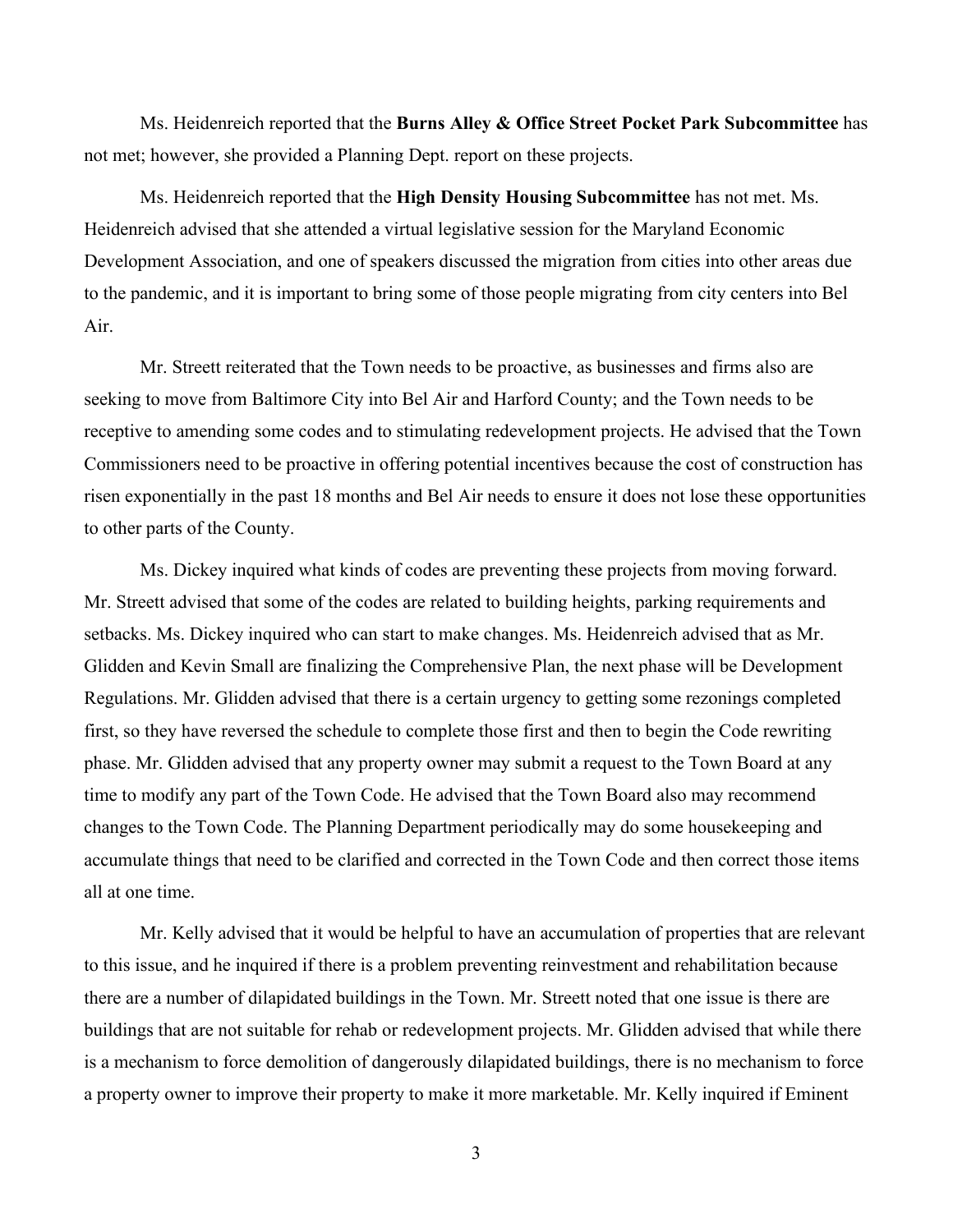Ms. Heidenreich reported that the **Burns Alley & Office Street Pocket Park Subcommittee** has not met; however, she provided a Planning Dept. report on these projects.

Ms. Heidenreich reported that the **High Density Housing Subcommittee** has not met. Ms. Heidenreich advised that she attended a virtual legislative session for the Maryland Economic Development Association, and one of speakers discussed the migration from cities into other areas due to the pandemic, and it is important to bring some of those people migrating from city centers into Bel Air.

Mr. Streett reiterated that the Town needs to be proactive, as businesses and firms also are seeking to move from Baltimore City into Bel Air and Harford County; and the Town needs to be receptive to amending some codes and to stimulating redevelopment projects. He advised that the Town Commissioners need to be proactive in offering potential incentives because the cost of construction has risen exponentially in the past 18 months and Bel Air needs to ensure it does not lose these opportunities to other parts of the County.

Ms. Dickey inquired what kinds of codes are preventing these projects from moving forward. Mr. Streett advised that some of the codes are related to building heights, parking requirements and setbacks. Ms. Dickey inquired who can start to make changes. Ms. Heidenreich advised that as Mr. Glidden and Kevin Small are finalizing the Comprehensive Plan, the next phase will be Development Regulations. Mr. Glidden advised that there is a certain urgency to getting some rezonings completed first, so they have reversed the schedule to complete those first and then to begin the Code rewriting phase. Mr. Glidden advised that any property owner may submit a request to the Town Board at any time to modify any part of the Town Code. He advised that the Town Board also may recommend changes to the Town Code. The Planning Department periodically may do some housekeeping and accumulate things that need to be clarified and corrected in the Town Code and then correct those items all at one time.

Mr. Kelly advised that it would be helpful to have an accumulation of properties that are relevant to this issue, and he inquired if there is a problem preventing reinvestment and rehabilitation because there are a number of dilapidated buildings in the Town. Mr. Streett noted that one issue is there are buildings that are not suitable for rehab or redevelopment projects. Mr. Glidden advised that while there is a mechanism to force demolition of dangerously dilapidated buildings, there is no mechanism to force a property owner to improve their property to make it more marketable. Mr. Kelly inquired if Eminent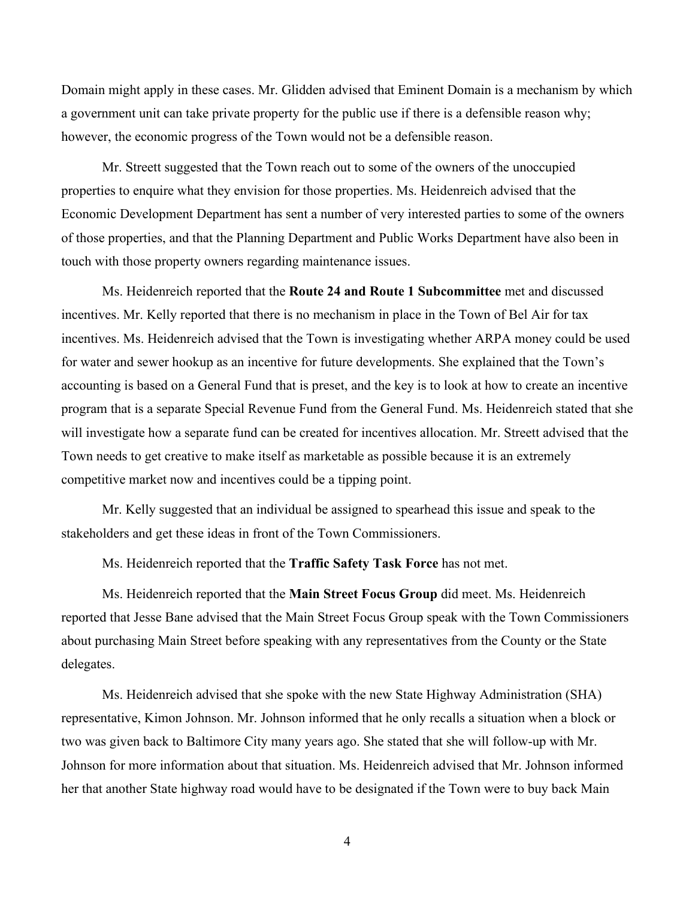Domain might apply in these cases. Mr. Glidden advised that Eminent Domain is a mechanism by which a government unit can take private property for the public use if there is a defensible reason why; however, the economic progress of the Town would not be a defensible reason.

Mr. Streett suggested that the Town reach out to some of the owners of the unoccupied properties to enquire what they envision for those properties. Ms. Heidenreich advised that the Economic Development Department has sent a number of very interested parties to some of the owners of those properties, and that the Planning Department and Public Works Department have also been in touch with those property owners regarding maintenance issues.

Ms. Heidenreich reported that the **Route 24 and Route 1 Subcommittee** met and discussed incentives. Mr. Kelly reported that there is no mechanism in place in the Town of Bel Air for tax incentives. Ms. Heidenreich advised that the Town is investigating whether ARPA money could be used for water and sewer hookup as an incentive for future developments. She explained that the Town's accounting is based on a General Fund that is preset, and the key is to look at how to create an incentive program that is a separate Special Revenue Fund from the General Fund. Ms. Heidenreich stated that she will investigate how a separate fund can be created for incentives allocation. Mr. Streett advised that the Town needs to get creative to make itself as marketable as possible because it is an extremely competitive market now and incentives could be a tipping point.

Mr. Kelly suggested that an individual be assigned to spearhead this issue and speak to the stakeholders and get these ideas in front of the Town Commissioners.

Ms. Heidenreich reported that the **Traffic Safety Task Force** has not met.

Ms. Heidenreich reported that the **Main Street Focus Group** did meet. Ms. Heidenreich reported that Jesse Bane advised that the Main Street Focus Group speak with the Town Commissioners about purchasing Main Street before speaking with any representatives from the County or the State delegates.

Ms. Heidenreich advised that she spoke with the new State Highway Administration (SHA) representative, Kimon Johnson. Mr. Johnson informed that he only recalls a situation when a block or two was given back to Baltimore City many years ago. She stated that she will follow-up with Mr. Johnson for more information about that situation. Ms. Heidenreich advised that Mr. Johnson informed her that another State highway road would have to be designated if the Town were to buy back Main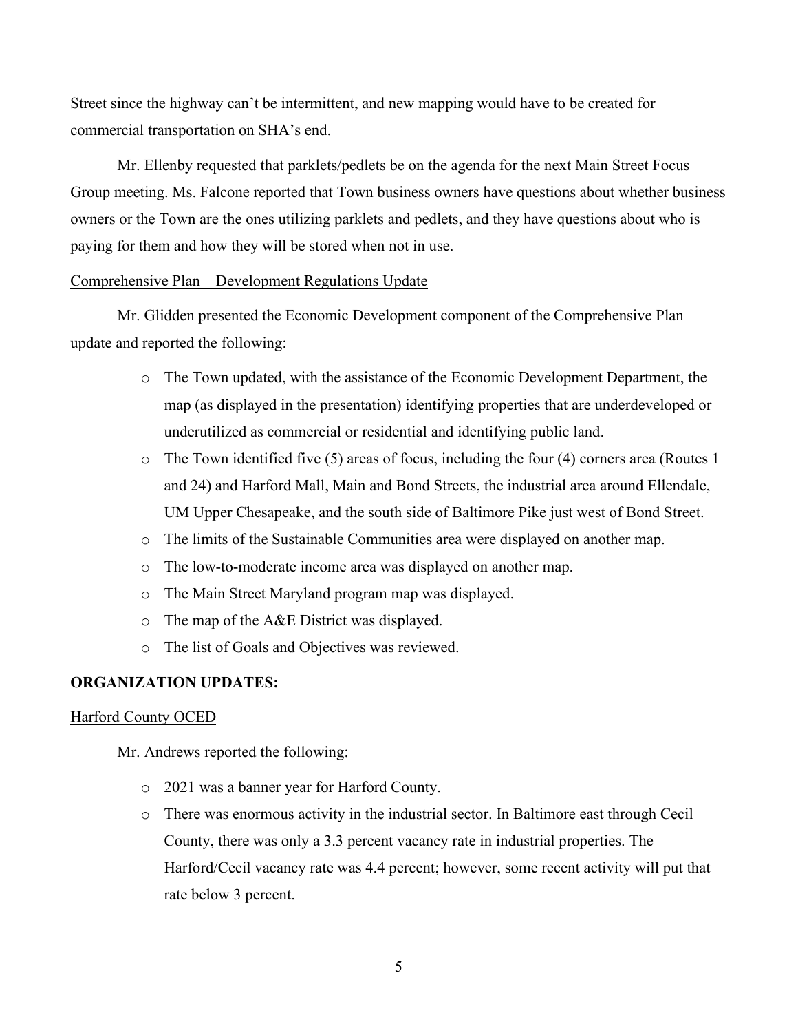Street since the highway can't be intermittent, and new mapping would have to be created for commercial transportation on SHA's end.

Mr. Ellenby requested that parklets/pedlets be on the agenda for the next Main Street Focus Group meeting. Ms. Falcone reported that Town business owners have questions about whether business owners or the Town are the ones utilizing parklets and pedlets, and they have questions about who is paying for them and how they will be stored when not in use.

Comprehensive Plan – Development Regulations Update

Mr. Glidden presented the Economic Development component of the Comprehensive Plan update and reported the following:

- The Town updated, with the assistance of the Economic Development Department, the map (as displayed in the presentation) identifying properties that are underdeveloped or underutilized as commercial or residential and identifying public land.
- The Town identified five (5) areas of focus, including the four (4) corners area (Routes 1 and 24) and Harford Mall, Main and Bond Streets, the industrial area around Ellendale, UM Upper Chesapeake, and the south side of Baltimore Pike just west of Bond Street.
- The limits of the Sustainable Communities area were displayed on another map.
- The low-to-moderate income area was displayed on another map.
- The Main Street Maryland program map was displayed.
- The map of the A&E District was displayed.
- The list of Goals and Objectives was reviewed.

**ORGANIZATION UPDATES:**

Harford County OCED

Mr. Andrews reported the following:

- 2021 was a banner year for Harford County.
- There was enormous activity in the industrial sector. In Baltimore east through Cecil County, there was only a 3.3 percent vacancy rate in industrial properties. The Harford/Cecil vacancy rate was 4.4 percent; however, some recent activity will put that rate below 3 percent.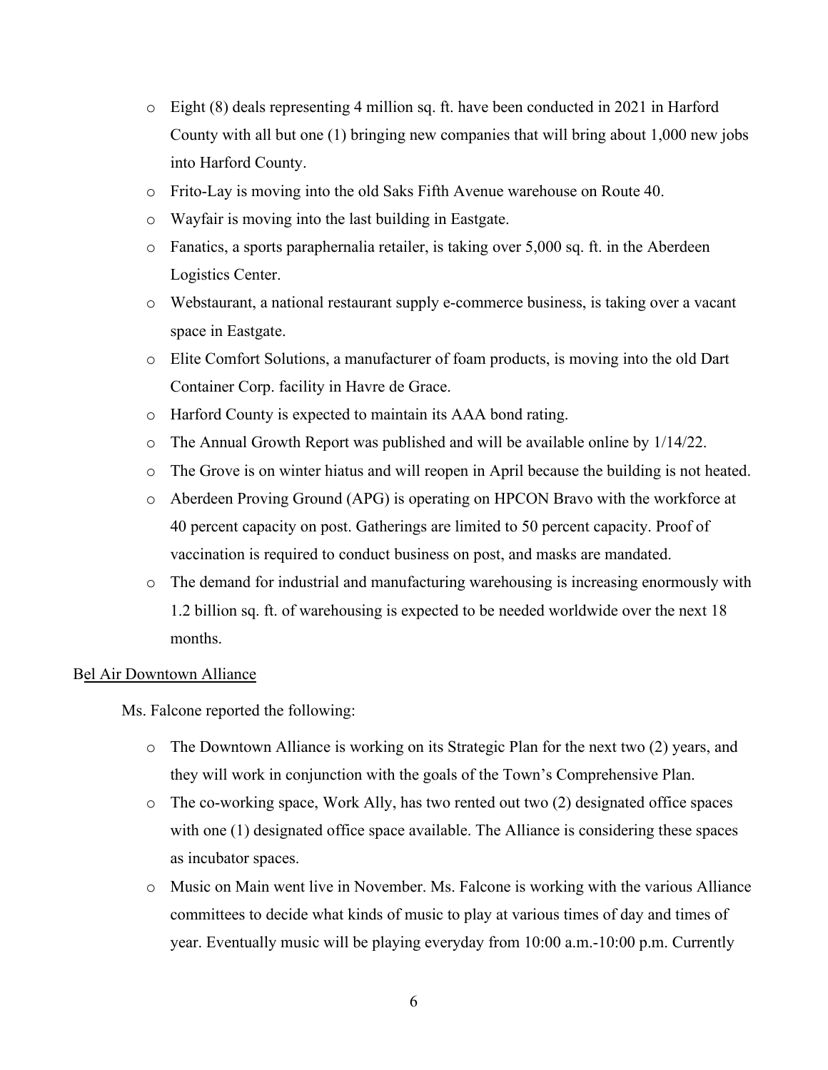- Eight (8) deals representing 4 million sq. ft. have been conducted in 2021 in Harford County with all but one (1) bringing new companies that will bring about 1,000 new jobs into Harford County.
- Frito-Lay is moving into the old Saks Fifth Avenue warehouse on Route 40.
- Wayfair is moving into the last building in Eastgate.
- Fanatics, a sports paraphernalia retailer, is taking over 5,000 sq. ft. in the Aberdeen Logistics Center.
- Webstaurant, a national restaurant supply e-commerce business, is taking over a vacant space in Eastgate.
- Elite Comfort Solutions, a manufacturer of foam products, is moving into the old Dart Container Corp. facility in Havre de Grace.
- Harford County is expected to maintain its AAA bond rating.
- The Annual Growth Report was published and will be available online by 1/14/22.
- The Grove is on winter hiatus and will reopen in April because the building is not heated.
- Aberdeen Proving Ground (APG) is operating on HPCON Bravo with the workforce at 40 percent capacity on post. Gatherings are limited to 50 percent capacity. Proof of vaccination is required to conduct business on post, and masks are mandated.
- The demand for industrial and manufacturing warehousing is increasing enormously with 1.2 billion sq. ft. of warehousing is expected to be needed worldwide over the next 18 months.

Bel Air Downtown Alliance

Ms. Falcone reported the following:

- The Downtown Alliance is working on its Strategic Plan for the next two (2) years, and they will work in conjunction with the goals of the Town's Comprehensive Plan.
- The co-working space, Work Ally, has two rented out two (2) designated office spaces with one (1) designated office space available. The Alliance is considering these spaces as incubator spaces.
- Music on Main went live in November. Ms. Falcone is working with the various Alliance committees to decide what kinds of music to play at various times of day and times of year. Eventually music will be playing everyday from 10:00 a.m.-10:00 p.m. Currently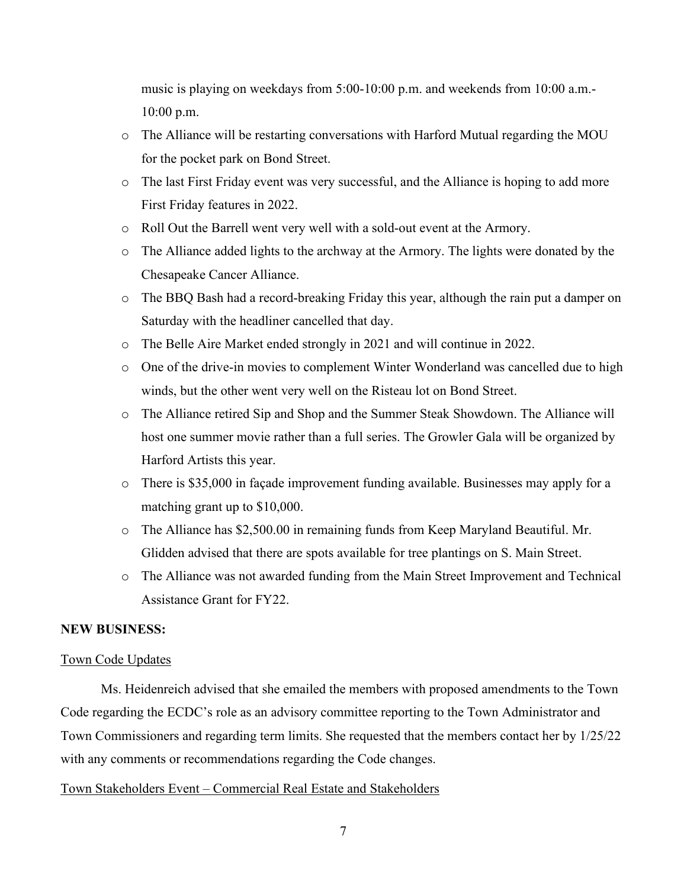music is playing on weekdays from 5:00-10:00 p.m. and weekends from 10:00 a.m.-10:00 p.m.

- The Alliance will be restarting conversations with Harford Mutual regarding the MOU for the pocket park on Bond Street.
- The last First Friday event was very successful, and the Alliance is hoping to add more First Friday features in 2022.
- Roll Out the Barrell went very well with a sold-out event at the Armory.
- The Alliance added lights to the archway at the Armory. The lights were donated by the Chesapeake Cancer Alliance.
- The BBQ Bash had a record-breaking Friday this year, although the rain put a damper on Saturday with the headliner cancelled that day.
- The Belle Aire Market ended strongly in 2021 and will continue in 2022.
- One of the drive-in movies to complement Winter Wonderland was cancelled due to high winds, but the other went very well on the Risteau lot on Bond Street.
- The Alliance retired Sip and Shop and the Summer Steak Showdown. The Alliance will host one summer movie rather than a full series. The Growler Gala will be organized by Harford Artists this year.
- There is $35,000 in façade improvement funding available. Businesses may apply for a matching grant up to $10,000.
- The Alliance has $2,500.00 in remaining funds from Keep Maryland Beautiful. Mr. Glidden advised that there are spots available for tree plantings on S. Main Street.
- The Alliance was not awarded funding from the Main Street Improvement and Technical Assistance Grant for FY22.

**NEW BUSINESS:**

Town Code Updates

Ms. Heidenreich advised that she emailed the members with proposed amendments to the Town Code regarding the ECDC's role as an advisory committee reporting to the Town Administrator and Town Commissioners and regarding term limits. She requested that the members contact her by 1/25/22 with any comments or recommendations regarding the Code changes.

Town Stakeholders Event – Commercial Real Estate and Stakeholders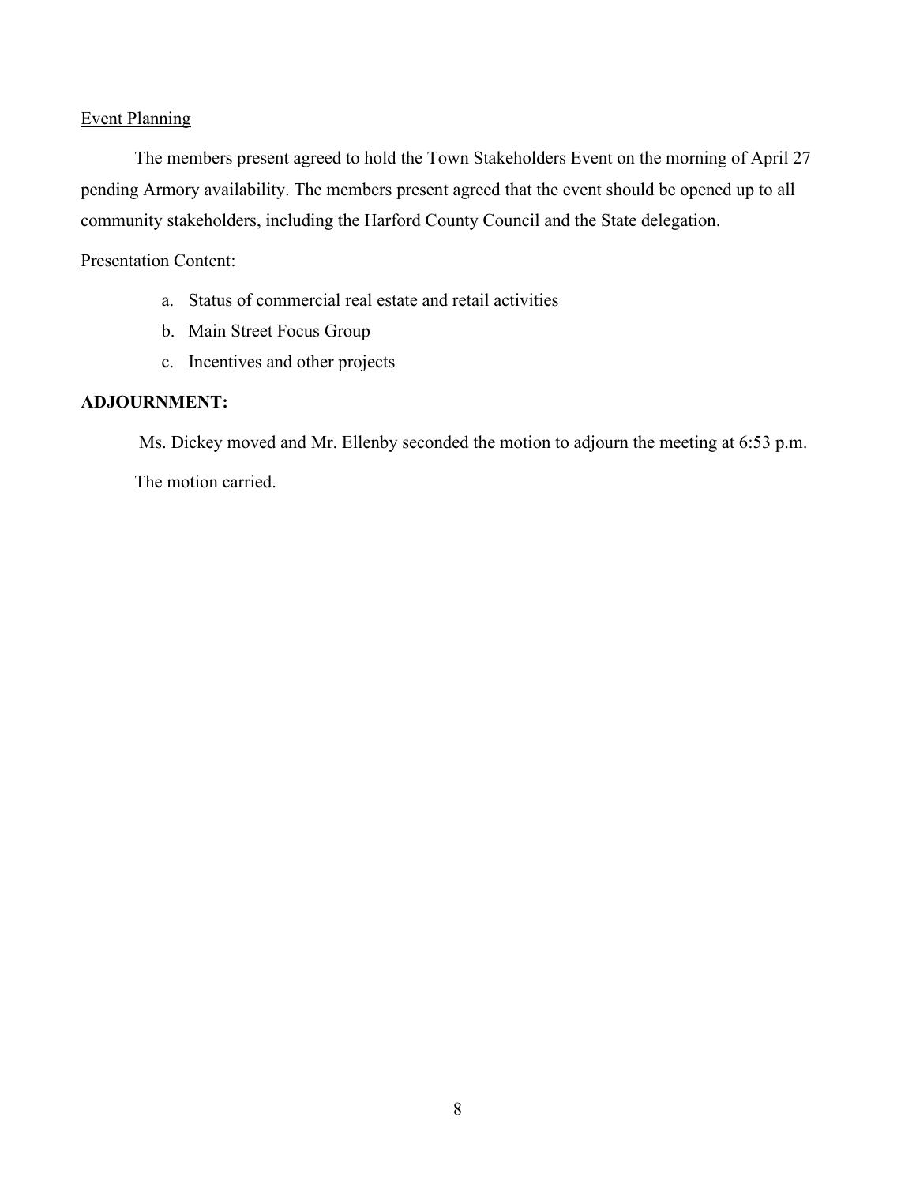Event Planning

The members present agreed to hold the Town Stakeholders Event on the morning of April 27 pending Armory availability. The members present agreed that the event should be opened up to all community stakeholders, including the Harford County Council and the State delegation.

Presentation Content:

a. Status of commercial real estate and retail activities
b. Main Street Focus Group
c. Incentives and other projects

**ADJOURNMENT:**

Ms. Dickey moved and Mr. Ellenby seconded the motion to adjourn the meeting at 6:53 p.m.

The motion carried.